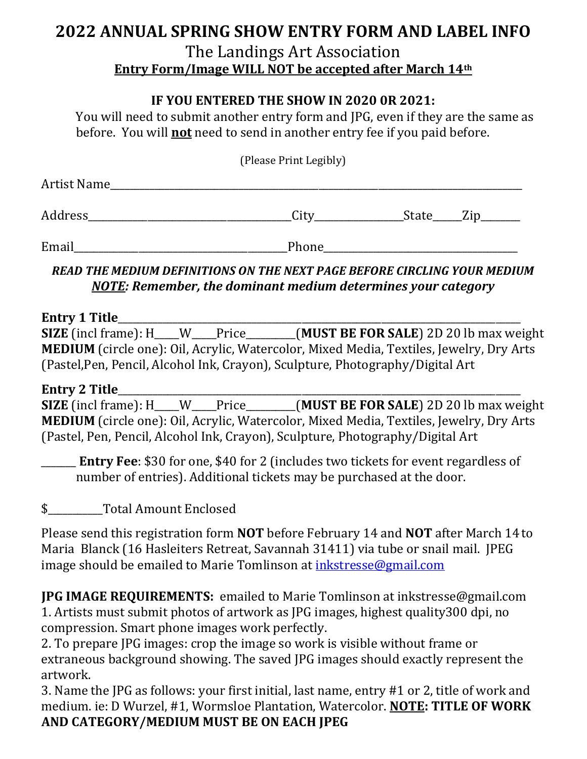# 2022 ANNUAL SPRING SHOW ENTRY FORM AND LABEL INFO

## The Landings Art Association

**Entry Form/Image WILL NOT be accepted after March 14th**

**IF YOU ENTERED THE SHOW IN 2020 0R 2021:**

You will need to submit another entry form and JPG, even if they are the same as before. You will **not** need to send in another entry fee if you paid before.

(Please Print Legibly)

Artist Name\_\_\_\_\_\_\_\_\_\_\_\_\_\_\_\_\_\_\_\_\_\_\_\_\_\_\_\_\_\_\_\_\_\_\_\_\_\_\_\_\_\_\_\_\_\_\_\_\_\_\_\_\_\_\_\_\_\_\_\_\_\_\_\_

Address\_\_\_\_\_\_\_\_\_\_\_\_\_\_\_\_\_\_\_\_\_\_\_\_\_\_\_\_\_\_\_\_City\_\_\_\_\_\_\_\_\_\_\_\_\_\_State\_\_\_\_\_Zip\_\_\_\_\_\_\_

Email\_\_\_\_\_\_\_\_\_\_\_\_\_\_\_\_\_\_\_\_\_\_\_\_\_\_\_\_\_\_\_\_\_\_Phone\_\_\_\_\_\_\_\_\_\_\_\_\_\_\_\_\_\_\_\_\_\_\_\_\_\_\_\_\_\_

***READ THE MEDIUM DEFINITIONS ON THE NEXT PAGE BEFORE CIRCLING YOUR MEDIUM***

***NOTE: Remember, the dominant medium determines your category***

**Entry 1 Title**\_\_\_\_\_\_\_\_\_\_\_\_\_\_\_\_\_\_\_\_\_\_\_\_\_\_\_\_\_\_\_\_\_\_\_\_\_\_\_\_\_\_\_\_\_\_\_\_\_\_\_\_\_\_\_\_\_\_\_\_\_\_\_
**SIZE** (incl frame): H\_\_\_\_W\_\_\_\_Price\_\_\_\_\_\_\_\_\_(**MUST BE FOR SALE**) 2D 20 lb max weight
**MEDIUM** (circle one): Oil, Acrylic, Watercolor, Mixed Media, Textiles, Jewelry, Dry Arts (Pastel,Pen, Pencil, Alcohol Ink, Crayon), Sculpture, Photography/Digital Art

**Entry 2 Title**\_\_\_\_\_\_\_\_\_\_\_\_\_\_\_\_\_\_\_\_\_\_\_\_\_\_\_\_\_\_\_\_\_\_\_\_\_\_\_\_\_\_\_\_\_\_\_\_\_\_\_\_\_\_\_\_\_\_\_\_\_\_\_
**SIZE** (incl frame): H\_\_\_\_W\_\_\_\_Price\_\_\_\_\_\_\_\_\_(**MUST BE FOR SALE**) 2D 20 lb max weight
**MEDIUM** (circle one): Oil, Acrylic, Watercolor, Mixed Media, Textiles, Jewelry, Dry Arts (Pastel, Pen, Pencil, Alcohol Ink, Crayon), Sculpture, Photography/Digital Art

\_\_\_\_\_\_ **Entry Fee**: $30 for one, $40 for 2 (includes two tickets for event regardless of number of entries). Additional tickets may be purchased at the door.

$\_\_\_\_\_\_\_\_\_\_Total Amount Enclosed

Please send this registration form **NOT** before February 14 and **NOT** after March 14 to Maria Blanck (16 Hasleiters Retreat, Savannah 31411) via tube or snail mail. JPEG image should be emailed to Marie Tomlinson at inkstresse@gmail.com

**JPG IMAGE REQUIREMENTS:** emailed to Marie Tomlinson at inkstresse@gmail.com

1. Artists must submit photos of artwork as JPG images, highest quality300 dpi, no compression. Smart phone images work perfectly.
2. To prepare JPG images: crop the image so work is visible without frame or extraneous background showing. The saved JPG images should exactly represent the artwork.
3. Name the JPG as follows: your first initial, last name, entry #1 or 2, title of work and medium. ie: D Wurzel, #1, Wormsloe Plantation, Watercolor. **NOTE: TITLE OF WORK AND CATEGORY/MEDIUM MUST BE ON EACH JPEG**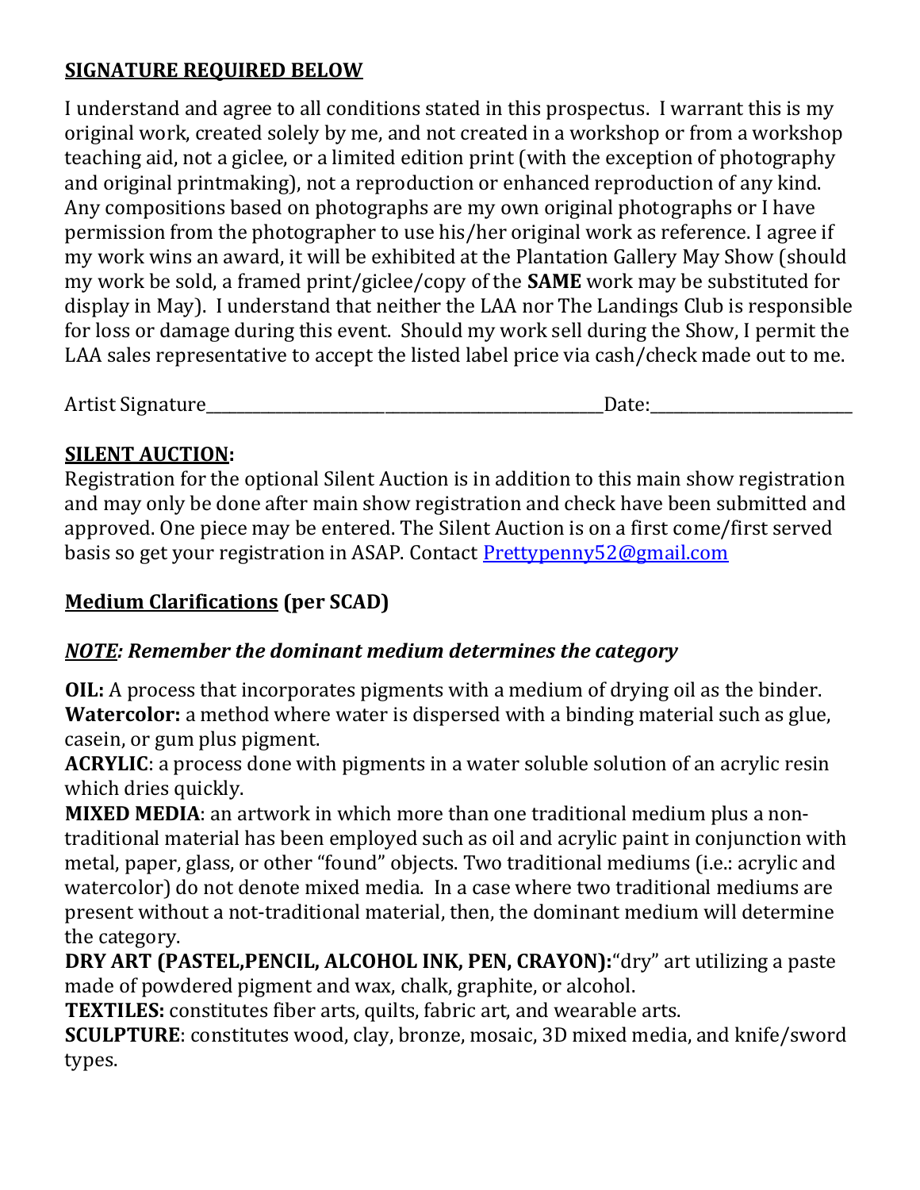**SIGNATURE REQUIRED BELOW**

I understand and agree to all conditions stated in this prospectus. I warrant this is my original work, created solely by me, and not created in a workshop or from a workshop teaching aid, not a giclee, or a limited edition print (with the exception of photography and original printmaking), not a reproduction or enhanced reproduction of any kind. Any compositions based on photographs are my own original photographs or I have permission from the photographer to use his/her original work as reference. I agree if my work wins an award, it will be exhibited at the Plantation Gallery May Show (should my work be sold, a framed print/giclee/copy of the **SAME** work may be substituted for display in May). I understand that neither the LAA nor The Landings Club is responsible for loss or damage during this event. Should my work sell during the Show, I permit the LAA sales representative to accept the listed label price via cash/check made out to me.

Artist Signature\_\_\_\_\_\_\_\_\_\_\_\_\_\_\_\_\_\_\_\_\_\_\_\_\_\_\_\_\_\_\_\_\_\_\_\_\_\_\_\_\_\_\_\_\_\_Date:\_\_\_\_\_\_\_\_\_\_\_\_\_\_\_\_\_\_\_\_\_\_\_

**SILENT AUCTION:**

Registration for the optional Silent Auction is in addition to this main show registration and may only be done after main show registration and check have been submitted and approved. One piece may be entered. The Silent Auction is on a first come/first served basis so get your registration in ASAP. Contact Prettypenny52@gmail.com

**Medium Clarifications (per SCAD)**

***NOTE: Remember the dominant medium determines the category***

**OIL:** A process that incorporates pigments with a medium of drying oil as the binder.
**Watercolor:** a method where water is dispersed with a binding material such as glue, casein, or gum plus pigment.
**ACRYLIC**: a process done with pigments in a water soluble solution of an acrylic resin which dries quickly.
**MIXED MEDIA**: an artwork in which more than one traditional medium plus a non-traditional material has been employed such as oil and acrylic paint in conjunction with metal, paper, glass, or other "found" objects. Two traditional mediums (i.e.: acrylic and watercolor) do not denote mixed media. In a case where two traditional mediums are present without a not-traditional material, then, the dominant medium will determine the category.
**DRY ART (PASTEL,PENCIL, ALCOHOL INK, PEN, CRAYON):**"dry" art utilizing a paste made of powdered pigment and wax, chalk, graphite, or alcohol.
**TEXTILES:** constitutes fiber arts, quilts, fabric art, and wearable arts.
**SCULPTURE**: constitutes wood, clay, bronze, mosaic, 3D mixed media, and knife/sword types.